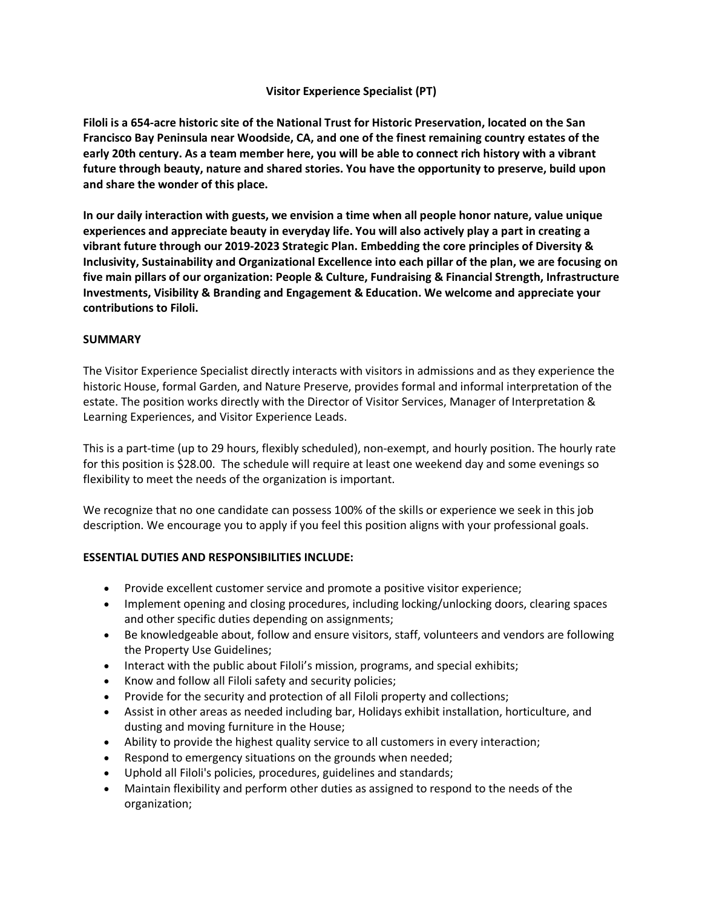# Visitor Experience Specialist (PT)

**Filoli is a 654-acre historic site of the National Trust for Historic Preservation, located on the San Francisco Bay Peninsula near Woodside, CA, and one of the finest remaining country estates of the early 20th century. As a team member here, you will be able to connect rich history with a vibrant future through beauty, nature and shared stories. You have the opportunity to preserve, build upon and share the wonder of this place.**

**In our daily interaction with guests, we envision a time when all people honor nature, value unique experiences and appreciate beauty in everyday life. You will also actively play a part in creating a vibrant future through our 2019-2023 Strategic Plan. Embedding the core principles of Diversity & Inclusivity, Sustainability and Organizational Excellence into each pillar of the plan, we are focusing on five main pillars of our organization: People & Culture, Fundraising & Financial Strength, Infrastructure Investments, Visibility & Branding and Engagement & Education. We welcome and appreciate your contributions to Filoli.**

## SUMMARY

The Visitor Experience Specialist directly interacts with visitors in admissions and as they experience the historic House, formal Garden, and Nature Preserve, provides formal and informal interpretation of the estate. The position works directly with the Director of Visitor Services, Manager of Interpretation & Learning Experiences, and Visitor Experience Leads.

This is a part-time (up to 29 hours, flexibly scheduled), non-exempt, and hourly position. The hourly rate for this position is $28.00. The schedule will require at least one weekend day and some evenings so flexibility to meet the needs of the organization is important.

We recognize that no one candidate can possess 100% of the skills or experience we seek in this job description. We encourage you to apply if you feel this position aligns with your professional goals.

## ESSENTIAL DUTIES AND RESPONSIBILITIES INCLUDE:

- Provide excellent customer service and promote a positive visitor experience;
- Implement opening and closing procedures, including locking/unlocking doors, clearing spaces and other specific duties depending on assignments;
- Be knowledgeable about, follow and ensure visitors, staff, volunteers and vendors are following the Property Use Guidelines;
- Interact with the public about Filoli's mission, programs, and special exhibits;
- Know and follow all Filoli safety and security policies;
- Provide for the security and protection of all Filoli property and collections;
- Assist in other areas as needed including bar, Holidays exhibit installation, horticulture, and dusting and moving furniture in the House;
- Ability to provide the highest quality service to all customers in every interaction;
- Respond to emergency situations on the grounds when needed;
- Uphold all Filoli's policies, procedures, guidelines and standards;
- Maintain flexibility and perform other duties as assigned to respond to the needs of the organization;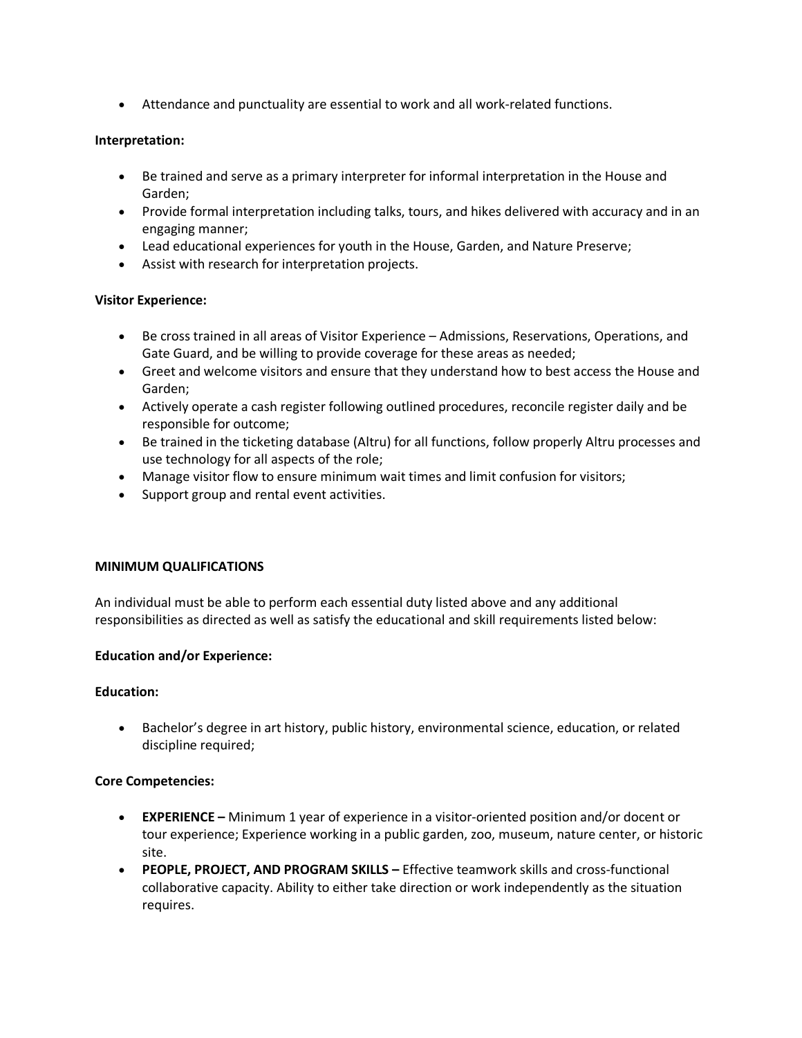- Attendance and punctuality are essential to work and all work-related functions.

**Interpretation:**

- Be trained and serve as a primary interpreter for informal interpretation in the House and Garden;
- Provide formal interpretation including talks, tours, and hikes delivered with accuracy and in an engaging manner;
- Lead educational experiences for youth in the House, Garden, and Nature Preserve;
- Assist with research for interpretation projects.

**Visitor Experience:**

- Be cross trained in all areas of Visitor Experience – Admissions, Reservations, Operations, and Gate Guard, and be willing to provide coverage for these areas as needed;
- Greet and welcome visitors and ensure that they understand how to best access the House and Garden;
- Actively operate a cash register following outlined procedures, reconcile register daily and be responsible for outcome;
- Be trained in the ticketing database (Altru) for all functions, follow properly Altru processes and use technology for all aspects of the role;
- Manage visitor flow to ensure minimum wait times and limit confusion for visitors;
- Support group and rental event activities.

**MINIMUM QUALIFICATIONS**

An individual must be able to perform each essential duty listed above and any additional responsibilities as directed as well as satisfy the educational and skill requirements listed below:

**Education and/or Experience:**

**Education:**

- Bachelor's degree in art history, public history, environmental science, education, or related discipline required;

**Core Competencies:**

- **EXPERIENCE –** Minimum 1 year of experience in a visitor-oriented position and/or docent or tour experience; Experience working in a public garden, zoo, museum, nature center, or historic site.
- **PEOPLE, PROJECT, AND PROGRAM SKILLS –** Effective teamwork skills and cross-functional collaborative capacity. Ability to either take direction or work independently as the situation requires.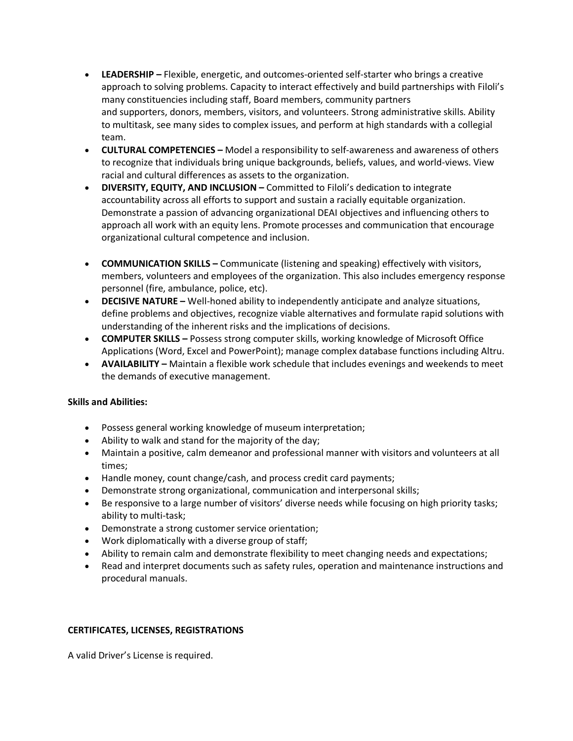- **LEADERSHIP –** Flexible, energetic, and outcomes-oriented self-starter who brings a creative approach to solving problems. Capacity to interact effectively and build partnerships with Filoli's many constituencies including staff, Board members, community partners and supporters, donors, members, visitors, and volunteers. Strong administrative skills. Ability to multitask, see many sides to complex issues, and perform at high standards with a collegial team.
- **CULTURAL COMPETENCIES –** Model a responsibility to self-awareness and awareness of others to recognize that individuals bring unique backgrounds, beliefs, values, and world-views. View racial and cultural differences as assets to the organization.
- **DIVERSITY, EQUITY, AND INCLUSION –** Committed to Filoli's dedication to integrate accountability across all efforts to support and sustain a racially equitable organization. Demonstrate a passion of advancing organizational DEAI objectives and influencing others to approach all work with an equity lens. Promote processes and communication that encourage organizational cultural competence and inclusion.
- **COMMUNICATION SKILLS –** Communicate (listening and speaking) effectively with visitors, members, volunteers and employees of the organization. This also includes emergency response personnel (fire, ambulance, police, etc).
- **DECISIVE NATURE –** Well-honed ability to independently anticipate and analyze situations, define problems and objectives, recognize viable alternatives and formulate rapid solutions with understanding of the inherent risks and the implications of decisions.
- **COMPUTER SKILLS –** Possess strong computer skills, working knowledge of Microsoft Office Applications (Word, Excel and PowerPoint); manage complex database functions including Altru.
- **AVAILABILITY –** Maintain a flexible work schedule that includes evenings and weekends to meet the demands of executive management.

**Skills and Abilities:**

- Possess general working knowledge of museum interpretation;
- Ability to walk and stand for the majority of the day;
- Maintain a positive, calm demeanor and professional manner with visitors and volunteers at all times;
- Handle money, count change/cash, and process credit card payments;
- Demonstrate strong organizational, communication and interpersonal skills;
- Be responsive to a large number of visitors' diverse needs while focusing on high priority tasks; ability to multi-task;
- Demonstrate a strong customer service orientation;
- Work diplomatically with a diverse group of staff;
- Ability to remain calm and demonstrate flexibility to meet changing needs and expectations;
- Read and interpret documents such as safety rules, operation and maintenance instructions and procedural manuals.

**CERTIFICATES, LICENSES, REGISTRATIONS**

A valid Driver's License is required.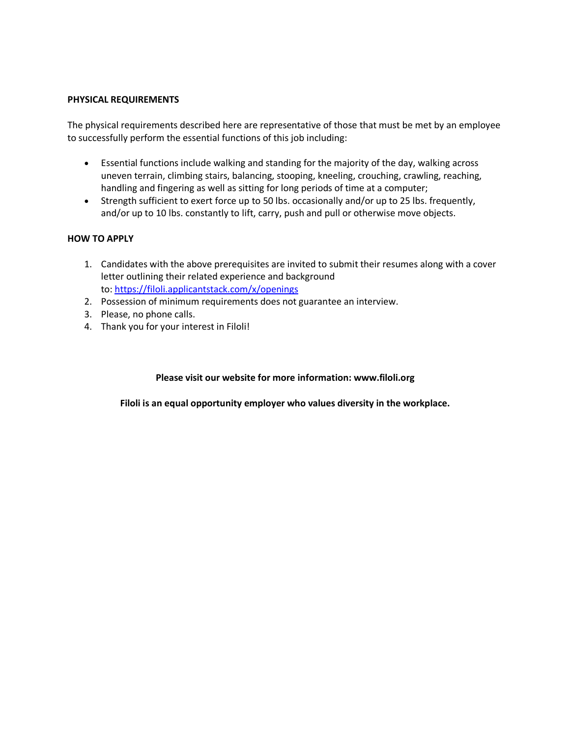**PHYSICAL REQUIREMENTS**

The physical requirements described here are representative of those that must be met by an employee to successfully perform the essential functions of this job including:

- Essential functions include walking and standing for the majority of the day, walking across uneven terrain, climbing stairs, balancing, stooping, kneeling, crouching, crawling, reaching, handling and fingering as well as sitting for long periods of time at a computer;
- Strength sufficient to exert force up to 50 lbs. occasionally and/or up to 25 lbs. frequently, and/or up to 10 lbs. constantly to lift, carry, push and pull or otherwise move objects.

**HOW TO APPLY**

1. Candidates with the above prerequisites are invited to submit their resumes along with a cover letter outlining their related experience and background to: https://filoli.applicantstack.com/x/openings
2. Possession of minimum requirements does not guarantee an interview.
3. Please, no phone calls.
4. Thank you for your interest in Filoli!

**Please visit our website for more information: www.filoli.org**

**Filoli is an equal opportunity employer who values diversity in the workplace.**